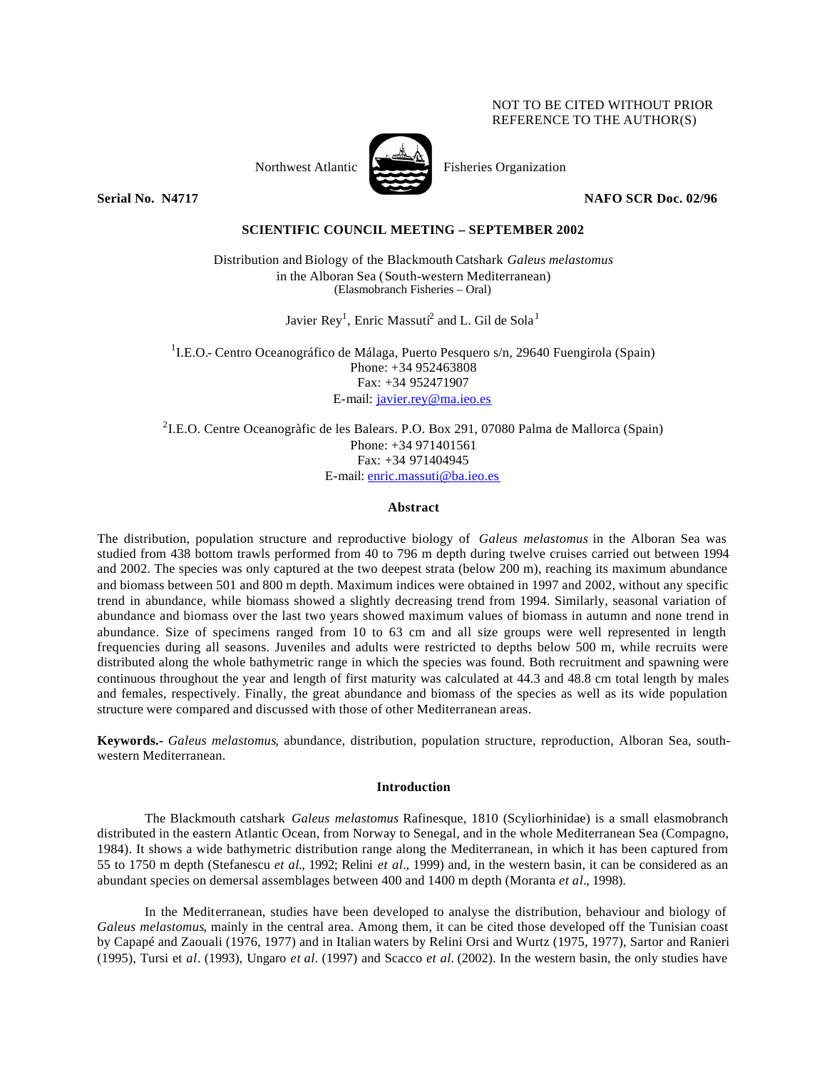NOT TO BE CITED WITHOUT PRIOR REFERENCE TO THE AUTHOR(S)

Northwest Atlantic Fisheries Organization

**Serial No. N4717** **NAFO SCR Doc. 02/96**

**SCIENTIFIC COUNCIL MEETING – SEPTEMBER 2002**

Distribution and Biology of the Blackmouth Catshark *Galeus melastomus* in the Alboran Sea (South-western Mediterranean)
(Elasmobranch Fisheries – Oral)

Javier Rey[1], Enric Massutí[2] and L. Gil de Sola[1]

[1]I.E.O.- Centro Oceanográfico de Málaga, Puerto Pesquero s/n, 29640 Fuengirola (Spain)
Phone: +34 952463808
Fax: +34 952471907
E-mail: javier.rey@ma.ieo.es

[2]I.E.O. Centre Oceanogràfic de les Balears. P.O. Box 291, 07080 Palma de Mallorca (Spain)
Phone: +34 971401561
Fax: +34 971404945
E-mail: enric.massuti@ba.ieo.es

## Abstract

The distribution, population structure and reproductive biology of *Galeus melastomus* in the Alboran Sea was studied from 438 bottom trawls performed from 40 to 796 m depth during twelve cruises carried out between 1994 and 2002. The species was only captured at the two deepest strata (below 200 m), reaching its maximum abundance and biomass between 501 and 800 m depth. Maximum indices were obtained in 1997 and 2002, without any specific trend in abundance, while biomass showed a slightly decreasing trend from 1994. Similarly, seasonal variation of abundance and biomass over the last two years showed maximum values of biomass in autumn and none trend in abundance. Size of specimens ranged from 10 to 63 cm and all size groups were well represented in length frequencies during all seasons. Juveniles and adults were restricted to depths below 500 m, while recruits were distributed along the whole bathymetric range in which the species was found. Both recruitment and spawning were continuous throughout the year and length of first maturity was calculated at 44.3 and 48.8 cm total length by males and females, respectively. Finally, the great abundance and biomass of the species as well as its wide population structure were compared and discussed with those of other Mediterranean areas.

**Keywords.-** *Galeus melastomus*, abundance, distribution, population structure, reproduction, Alboran Sea, south-western Mediterranean.

## Introduction

The Blackmouth catshark *Galeus melastomus* Rafinesque, 1810 (Scyliorhinidae) is a small elasmobranch distributed in the eastern Atlantic Ocean, from Norway to Senegal, and in the whole Mediterranean Sea (Compagno, 1984). It shows a wide bathymetric distribution range along the Mediterranean, in which it has been captured from 55 to 1750 m depth (Stefanescu *et al*., 1992; Relini *et al*., 1999) and, in the western basin, it can be considered as an abundant species on demersal assemblages between 400 and 1400 m depth (Moranta *et al*., 1998).

In the Mediterranean, studies have been developed to analyse the distribution, behaviour and biology of *Galeus melastomus*, mainly in the central area. Among them, it can be cited those developed off the Tunisian coast by Capapé and Zaouali (1976, 1977) and in Italian waters by Relini Orsi and Wurtz (1975, 1977), Sartor and Ranieri (1995), Tursi et *al*. (1993), Ungaro *et al*. (1997) and Scacco *et al*. (2002). In the western basin, the only studies have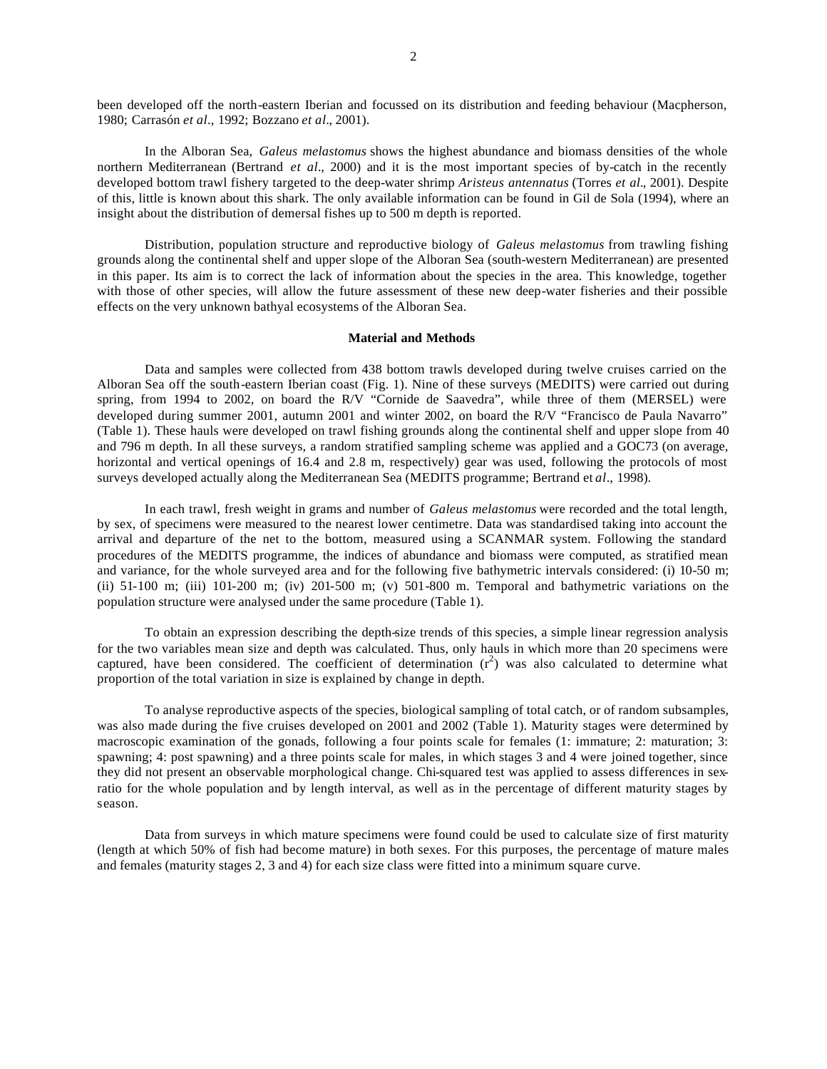been developed off the north-eastern Iberian and focussed on its distribution and feeding behaviour (Macpherson, 1980; Carrasón *et al*., 1992; Bozzano *et al*., 2001).

In the Alboran Sea, *Galeus melastomus* shows the highest abundance and biomass densities of the whole northern Mediterranean (Bertrand *et al*., 2000) and it is the most important species of by-catch in the recently developed bottom trawl fishery targeted to the deep-water shrimp *Aristeus antennatus* (Torres *et al*., 2001). Despite of this, little is known about this shark. The only available information can be found in Gil de Sola (1994), where an insight about the distribution of demersal fishes up to 500 m depth is reported.

Distribution, population structure and reproductive biology of *Galeus melastomus* from trawling fishing grounds along the continental shelf and upper slope of the Alboran Sea (south-western Mediterranean) are presented in this paper. Its aim is to correct the lack of information about the species in the area. This knowledge, together with those of other species, will allow the future assessment of these new deep-water fisheries and their possible effects on the very unknown bathyal ecosystems of the Alboran Sea.

## Material and Methods

Data and samples were collected from 438 bottom trawls developed during twelve cruises carried on the Alboran Sea off the south-eastern Iberian coast (Fig. 1). Nine of these surveys (MEDITS) were carried out during spring, from 1994 to 2002, on board the R/V "Cornide de Saavedra", while three of them (MERSEL) were developed during summer 2001, autumn 2001 and winter 2002, on board the R/V "Francisco de Paula Navarro" (Table 1). These hauls were developed on trawl fishing grounds along the continental shelf and upper slope from 40 and 796 m depth. In all these surveys, a random stratified sampling scheme was applied and a GOC73 (on average, horizontal and vertical openings of 16.4 and 2.8 m, respectively) gear was used, following the protocols of most surveys developed actually along the Mediterranean Sea (MEDITS programme; Bertrand et *al*., 1998).

In each trawl, fresh weight in grams and number of *Galeus melastomus* were recorded and the total length, by sex, of specimens were measured to the nearest lower centimetre. Data was standardised taking into account the arrival and departure of the net to the bottom, measured using a SCANMAR system. Following the standard procedures of the MEDITS programme, the indices of abundance and biomass were computed, as stratified mean and variance, for the whole surveyed area and for the following five bathymetric intervals considered: (i) 10-50 m; (ii) 51-100 m; (iii) 101-200 m; (iv) 201-500 m; (v) 501-800 m. Temporal and bathymetric variations on the population structure were analysed under the same procedure (Table 1).

To obtain an expression describing the depth-size trends of this species, a simple linear regression analysis for the two variables mean size and depth was calculated. Thus, only hauls in which more than 20 specimens were captured, have been considered. The coefficient of determination ($r^2$) was also calculated to determine what proportion of the total variation in size is explained by change in depth.

To analyse reproductive aspects of the species, biological sampling of total catch, or of random subsamples, was also made during the five cruises developed on 2001 and 2002 (Table 1). Maturity stages were determined by macroscopic examination of the gonads, following a four points scale for females (1: immature; 2: maturation; 3: spawning; 4: post spawning) and a three points scale for males, in which stages 3 and 4 were joined together, since they did not present an observable morphological change. Chi-squared test was applied to assess differences in sex-ratio for the whole population and by length interval, as well as in the percentage of different maturity stages by season.

Data from surveys in which mature specimens were found could be used to calculate size of first maturity (length at which 50% of fish had become mature) in both sexes. For this purposes, the percentage of mature males and females (maturity stages 2, 3 and 4) for each size class were fitted into a minimum square curve.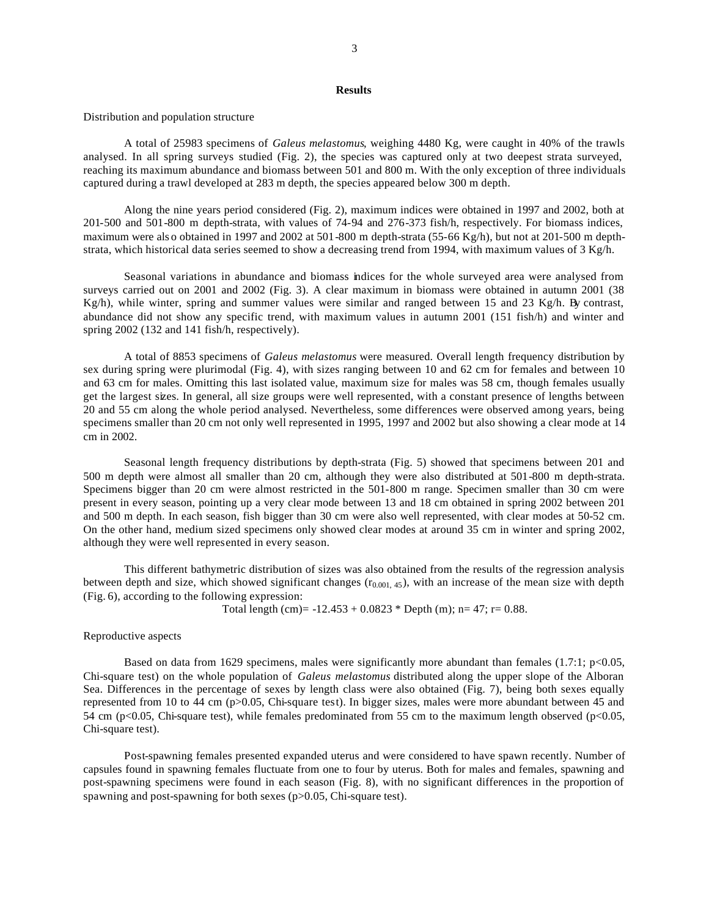## Results

Distribution and population structure

A total of 25983 specimens of *Galeus melastomus*, weighing 4480 Kg, were caught in 40% of the trawls analysed. In all spring surveys studied (Fig. 2), the species was captured only at two deepest strata surveyed, reaching its maximum abundance and biomass between 501 and 800 m. With the only exception of three individuals captured during a trawl developed at 283 m depth, the species appeared below 300 m depth.

Along the nine years period considered (Fig. 2), maximum indices were obtained in 1997 and 2002, both at 201-500 and 501-800 m depth-strata, with values of 74-94 and 276-373 fish/h, respectively. For biomass indices, maximum were also obtained in 1997 and 2002 at 501-800 m depth-strata (55-66 Kg/h), but not at 201-500 m depth-strata, which historical data series seemed to show a decreasing trend from 1994, with maximum values of 3 Kg/h.

Seasonal variations in abundance and biomass indices for the whole surveyed area were analysed from surveys carried out on 2001 and 2002 (Fig. 3). A clear maximum in biomass were obtained in autumn 2001 (38 Kg/h), while winter, spring and summer values were similar and ranged between 15 and 23 Kg/h. By contrast, abundance did not show any specific trend, with maximum values in autumn 2001 (151 fish/h) and winter and spring 2002 (132 and 141 fish/h, respectively).

A total of 8853 specimens of *Galeus melastomus* were measured. Overall length frequency distribution by sex during spring were plurimodal (Fig. 4), with sizes ranging between 10 and 62 cm for females and between 10 and 63 cm for males. Omitting this last isolated value, maximum size for males was 58 cm, though females usually get the largest sizes. In general, all size groups were well represented, with a constant presence of lengths between 20 and 55 cm along the whole period analysed. Nevertheless, some differences were observed among years, being specimens smaller than 20 cm not only well represented in 1995, 1997 and 2002 but also showing a clear mode at 14 cm in 2002.

Seasonal length frequency distributions by depth-strata (Fig. 5) showed that specimens between 201 and 500 m depth were almost all smaller than 20 cm, although they were also distributed at 501-800 m depth-strata. Specimens bigger than 20 cm were almost restricted in the 501-800 m range. Specimen smaller than 30 cm were present in every season, pointing up a very clear mode between 13 and 18 cm obtained in spring 2002 between 201 and 500 m depth. In each season, fish bigger than 30 cm were also well represented, with clear modes at 50-52 cm. On the other hand, medium sized specimens only showed clear modes at around 35 cm in winter and spring 2002, although they were well represented in every season.

This different bathymetric distribution of sizes was also obtained from the results of the regression analysis between depth and size, which showed significant changes ($r_{0.001, 45}$), with an increase of the mean size with depth (Fig. 6), according to the following expression:

$$\text{Total length (cm)} = -12.453 + 0.0823 * \text{Depth (m)}; \; n = 47; \; r = 0.88.$$

Reproductive aspects

Based on data from 1629 specimens, males were significantly more abundant than females (1.7:1; $p<0.05$, Chi-square test) on the whole population of *Galeus melastomus* distributed along the upper slope of the Alboran Sea. Differences in the percentage of sexes by length class were also obtained (Fig. 7), being both sexes equally represented from 10 to 44 cm ($p>0.05$, Chi-square test). In bigger sizes, males were more abundant between 45 and 54 cm ($p<0.05$, Chi-square test), while females predominated from 55 cm to the maximum length observed ($p<0.05$, Chi-square test).

Post-spawning females presented expanded uterus and were considered to have spawn recently. Number of capsules found in spawning females fluctuate from one to four by uterus. Both for males and females, spawning and post-spawning specimens were found in each season (Fig. 8), with no significant differences in the proportion of spawning and post-spawning for both sexes ($p>0.05$, Chi-square test).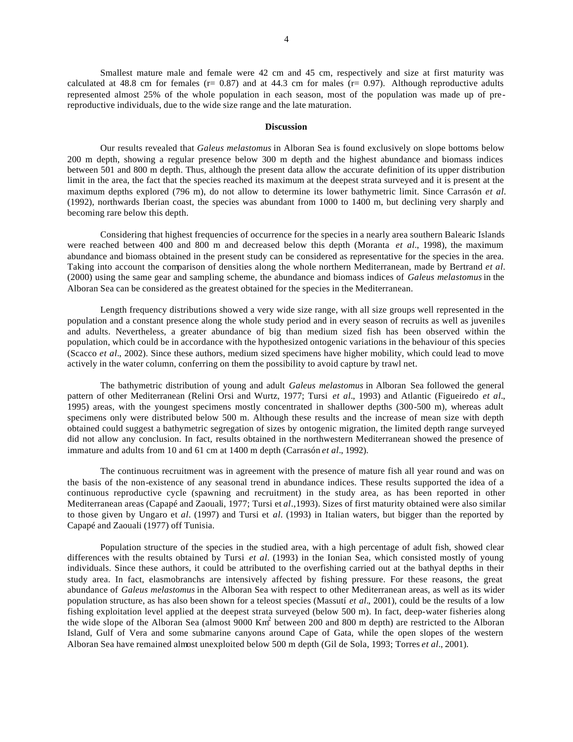Smallest mature male and female were 42 cm and 45 cm, respectively and size at first maturity was calculated at 48.8 cm for females ($r= 0.87$) and at 44.3 cm for males ($r= 0.97$). Although reproductive adults represented almost 25% of the whole population in each season, most of the population was made up of pre-reproductive individuals, due to the wide size range and the late maturation.

## Discussion

Our results revealed that *Galeus melastomus* in Alboran Sea is found exclusively on slope bottoms below 200 m depth, showing a regular presence below 300 m depth and the highest abundance and biomass indices between 501 and 800 m depth. Thus, although the present data allow the accurate definition of its upper distribution limit in the area, the fact that the species reached its maximum at the deepest strata surveyed and it is present at the maximum depths explored (796 m), do not allow to determine its lower bathymetric limit. Since Carrasón *et al*. (1992), northwards Iberian coast, the species was abundant from 1000 to 1400 m, but declining very sharply and becoming rare below this depth.

Considering that highest frequencies of occurrence for the species in a nearly area southern Balearic Islands were reached between 400 and 800 m and decreased below this depth (Moranta *et al*., 1998), the maximum abundance and biomass obtained in the present study can be considered as representative for the species in the area. Taking into account the comparison of densities along the whole northern Mediterranean, made by Bertrand *et al*. (2000) using the same gear and sampling scheme, the abundance and biomass indices of *Galeus melastomus* in the Alboran Sea can be considered as the greatest obtained for the species in the Mediterranean.

Length frequency distributions showed a very wide size range, with all size groups well represented in the population and a constant presence along the whole study period and in every season of recruits as well as juveniles and adults. Nevertheless, a greater abundance of big than medium sized fish has been observed within the population, which could be in accordance with the hypothesized ontogenic variations in the behaviour of this species (Scacco *et al*., 2002). Since these authors, medium sized specimens have higher mobility, which could lead to move actively in the water column, conferring on them the possibility to avoid capture by trawl net.

The bathymetric distribution of young and adult *Galeus melastomus* in Alboran Sea followed the general pattern of other Mediterranean (Relini Orsi and Wurtz, 1977; Tursi *et al*., 1993) and Atlantic (Figueiredo *et al*., 1995) areas, with the youngest specimens mostly concentrated in shallower depths (300-500 m), whereas adult specimens only were distributed below 500 m. Although these results and the increase of mean size with depth obtained could suggest a bathymetric segregation of sizes by ontogenic migration, the limited depth range surveyed did not allow any conclusion. In fact, results obtained in the northwestern Mediterranean showed the presence of immature and adults from 10 and 61 cm at 1400 m depth (Carrasón *et al*., 1992).

The continuous recruitment was in agreement with the presence of mature fish all year round and was on the basis of the non-existence of any seasonal trend in abundance indices. These results supported the idea of a continuous reproductive cycle (spawning and recruitment) in the study area, as has been reported in other Mediterranean areas (Capapé and Zaouali, 1977; Tursi et *al*.,1993). Sizes of first maturity obtained were also similar to those given by Ungaro et *al*. (1997) and Tursi et *al*. (1993) in Italian waters, but bigger than the reported by Capapé and Zaouali (1977) off Tunisia.

Population structure of the species in the studied area, with a high percentage of adult fish, showed clear differences with the results obtained by Tursi *et al*. (1993) in the Ionian Sea, which consisted mostly of young individuals. Since these authors, it could be attributed to the overfishing carried out at the bathyal depths in their study area. In fact, elasmobranchs are intensively affected by fishing pressure. For these reasons, the great abundance of *Galeus melastomus* in the Alboran Sea with respect to other Mediterranean areas, as well as its wider population structure, as has also been shown for a teleost species (Massutí *et al*., 2001), could be the results of a low fishing exploitation level applied at the deepest strata surveyed (below 500 m). In fact, deep-water fisheries along the wide slope of the Alboran Sea (almost 9000 $Km^2$ between 200 and 800 m depth) are restricted to the Alboran Island, Gulf of Vera and some submarine canyons around Cape of Gata, while the open slopes of the western Alboran Sea have remained almost unexploited below 500 m depth (Gil de Sola, 1993; Torres *et al*., 2001).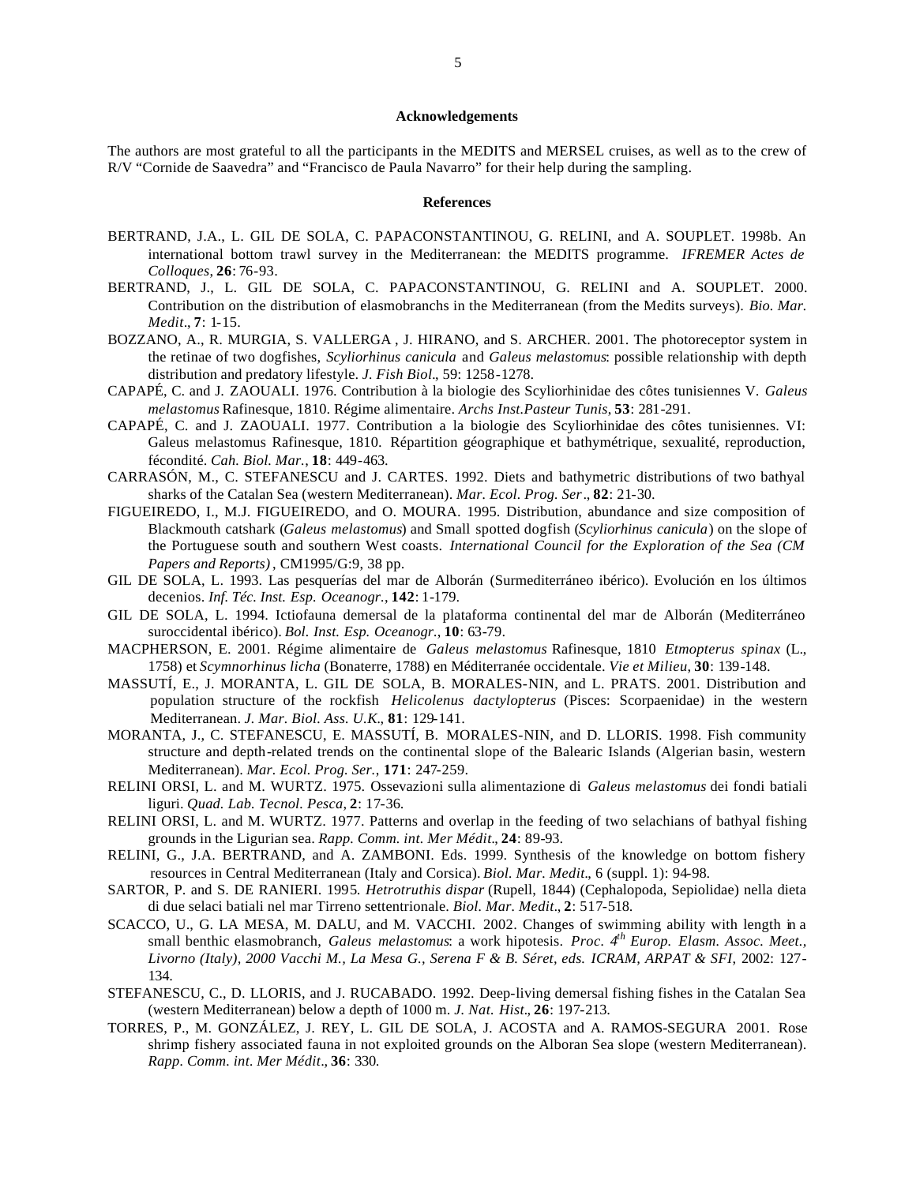## Acknowledgements

The authors are most grateful to all the participants in the MEDITS and MERSEL cruises, as well as to the crew of R/V "Cornide de Saavedra" and "Francisco de Paula Navarro" for their help during the sampling.

## References

BERTRAND, J.A., L. GIL DE SOLA, C. PAPACONSTANTINOU, G. RELINI, and A. SOUPLET. 1998b. An international bottom trawl survey in the Mediterranean: the MEDITS programme. *IFREMER Actes de Colloques*, **26**: 76-93.

BERTRAND, J., L. GIL DE SOLA, C. PAPACONSTANTINOU, G. RELINI and A. SOUPLET. 2000. Contribution on the distribution of elasmobranchs in the Mediterranean (from the Medits surveys). *Bio. Mar. Medit*., **7**: 1-15.

BOZZANO, A., R. MURGIA, S. VALLERGA , J. HIRANO, and S. ARCHER. 2001. The photoreceptor system in the retinae of two dogfishes, *Scyliorhinus canicula* and *Galeus melastomus*: possible relationship with depth distribution and predatory lifestyle. *J. Fish Biol*., 59: 1258-1278.

CAPAPÉ, C. and J. ZAOUALI. 1976. Contribution à la biologie des Scyliorhinidae des côtes tunisiennes V. *Galeus melastomus* Rafinesque, 1810. Régime alimentaire. *Archs Inst.Pasteur Tunis*, **53**: 281-291.

CAPAPÉ, C. and J. ZAOUALI. 1977. Contribution a la biologie des Scyliorhinidae des côtes tunisiennes. VI: Galeus melastomus Rafinesque, 1810. Répartition géographique et bathymétrique, sexualité, reproduction, fécondité. *Cah. Biol. Mar.*, **18**: 449-463.

CARRASÓN, M., C. STEFANESCU and J. CARTES. 1992. Diets and bathymetric distributions of two bathyal sharks of the Catalan Sea (western Mediterranean). *Mar. Ecol. Prog. Ser*., **82**: 21-30.

FIGUEIREDO, I., M.J. FIGUEIREDO, and O. MOURA. 1995. Distribution, abundance and size composition of Blackmouth catshark (*Galeus melastomus*) and Small spotted dogfish (*Scyliorhinus canicula*) on the slope of the Portuguese south and southern West coasts. *International Council for the Exploration of the Sea (CM Papers and Reports)*, CM1995/G:9, 38 pp.

GIL DE SOLA, L. 1993. Las pesquerías del mar de Alborán (Surmediterráneo ibérico). Evolución en los últimos decenios. *Inf. Téc. Inst. Esp. Oceanogr.*, **142**: 1-179.

GIL DE SOLA, L. 1994. Ictiofauna demersal de la plataforma continental del mar de Alborán (Mediterráneo suroccidental ibérico). *Bol. Inst. Esp. Oceanogr.*, **10**: 63-79.

MACPHERSON, E. 2001. Régime alimentaire de *Galeus melastomus* Rafinesque, 1810 *Etmopterus spinax* (L., 1758) et *Scymnorhinus licha* (Bonaterre, 1788) en Méditerranée occidentale. *Vie et Milieu*, **30**: 139-148.

MASSUTÍ, E., J. MORANTA, L. GIL DE SOLA, B. MORALES-NIN, and L. PRATS. 2001. Distribution and population structure of the rockfish *Helicolenus dactylopterus* (Pisces: Scorpaenidae) in the western Mediterranean. *J. Mar. Biol. Ass. U.K*., **81**: 129-141.

MORANTA, J., C. STEFANESCU, E. MASSUTÍ, B. MORALES-NIN, and D. LLORIS. 1998. Fish community structure and depth-related trends on the continental slope of the Balearic Islands (Algerian basin, western Mediterranean). *Mar. Ecol. Prog. Ser.*, **171**: 247-259.

RELINI ORSI, L. and M. WURTZ. 1975. Ossevazioni sulla alimentazione di *Galeus melastomus* dei fondi batiali liguri. *Quad. Lab. Tecnol. Pesca*, **2**: 17-36.

RELINI ORSI, L. and M. WURTZ. 1977. Patterns and overlap in the feeding of two selachians of bathyal fishing grounds in the Ligurian sea. *Rapp. Comm. int. Mer Médit*., **24**: 89-93.

RELINI, G., J.A. BERTRAND, and A. ZAMBONI. Eds. 1999. Synthesis of the knowledge on bottom fishery resources in Central Mediterranean (Italy and Corsica). *Biol. Mar. Medit*., 6 (suppl. 1): 94-98.

SARTOR, P. and S. DE RANIERI. 1995. *Hetrotruthis dispar* (Rupell, 1844) (Cephalopoda, Sepiolidae) nella dieta di due selaci batiali nel mar Tirreno settentrionale. *Biol. Mar. Medit*., **2**: 517-518.

SCACCO, U., G. LA MESA, M. DALU, and M. VACCHI. 2002. Changes of swimming ability with length in a small benthic elasmobranch, *Galeus melastomus*: a work hipotesis. *Proc. 4th Europ. Elasm. Assoc. Meet., Livorno (Italy), 2000 Vacchi M., La Mesa G., Serena F & B. Séret, eds. ICRAM, ARPAT & SFI*, 2002: 127-134.

STEFANESCU, C., D. LLORIS, and J. RUCABADO. 1992. Deep-living demersal fishing fishes in the Catalan Sea (western Mediterranean) below a depth of 1000 m. *J. Nat. Hist*., **26**: 197-213.

TORRES, P., M. GONZÁLEZ, J. REY, L. GIL DE SOLA, J. ACOSTA and A. RAMOS-SEGURA 2001. Rose shrimp fishery associated fauna in not exploited grounds on the Alboran Sea slope (western Mediterranean). *Rapp. Comm. int. Mer Médit*., **36**: 330.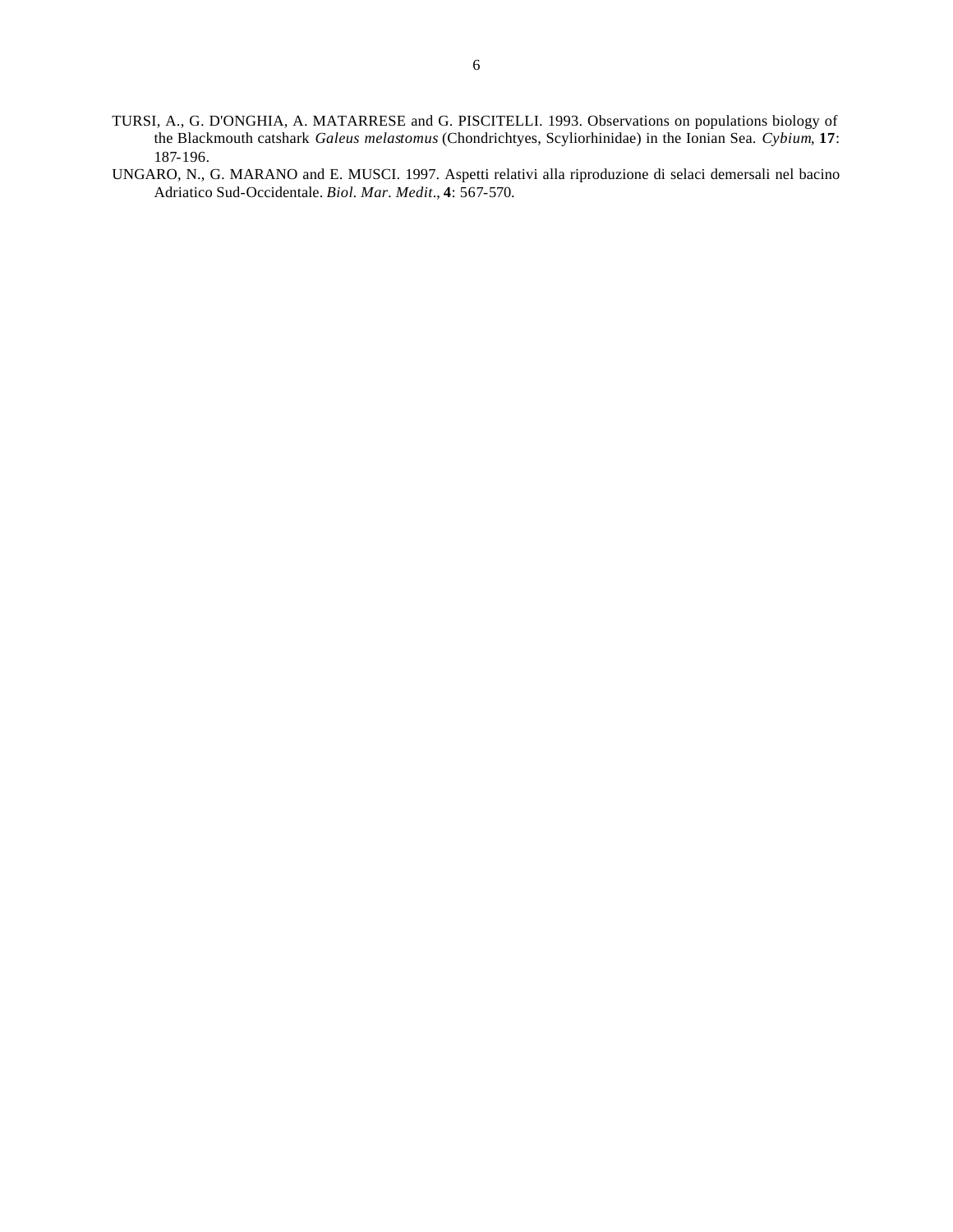TURSI, A., G. D'ONGHIA, A. MATARRESE and G. PISCITELLI. 1993. Observations on populations biology of the Blackmouth catshark *Galeus melastomus* (Chondrichtyes, Scyliorhinidae) in the Ionian Sea. *Cybium*, **17**: 187-196.

UNGARO, N., G. MARANO and E. MUSCI. 1997. Aspetti relativi alla riproduzione di selaci demersali nel bacino Adriatico Sud-Occidentale. *Biol. Mar. Medit.*, **4**: 567-570.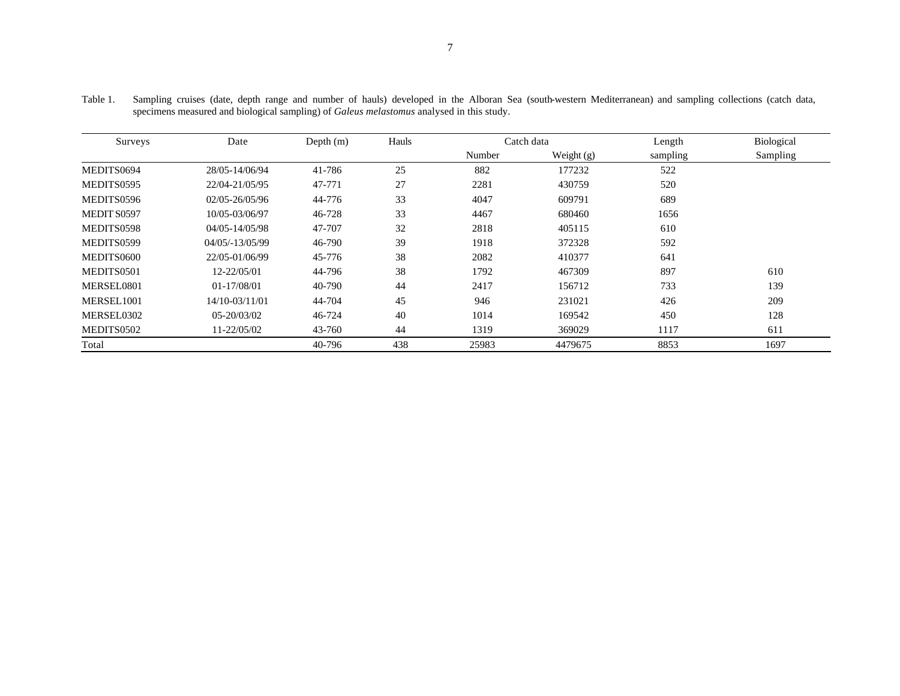Table 1. Sampling cruises (date, depth range and number of hauls) developed in the Alboran Sea (south-western Mediterranean) and sampling collections (catch data, specimens measured and biological sampling) of *Galeus melastomus* analysed in this study.

| Surveys | Date | Depth (m) | Hauls | Catch data | | Length | Biological |
|---|---|---|---|---|---|---|---|
| | | | | Number | Weight (g) | sampling | Sampling |
| MEDITS0694 | 28/05-14/06/94 | 41-786 | 25 | 882 | 177232 | 522 | |
| MEDITS0595 | 22/04-21/05/95 | 47-771 | 27 | 2281 | 430759 | 520 | |
| MEDITS0596 | 02/05-26/05/96 | 44-776 | 33 | 4047 | 609791 | 689 | |
| MEDIT S0597 | 10/05-03/06/97 | 46-728 | 33 | 4467 | 680460 | 1656 | |
| MEDITS0598 | 04/05-14/05/98 | 47-707 | 32 | 2818 | 405115 | 610 | |
| MEDITS0599 | 04/05/-13/05/99 | 46-790 | 39 | 1918 | 372328 | 592 | |
| MEDITS0600 | 22/05-01/06/99 | 45-776 | 38 | 2082 | 410377 | 641 | |
| MEDITS0501 | 12-22/05/01 | 44-796 | 38 | 1792 | 467309 | 897 | 610 |
| MERSEL0801 | 01-17/08/01 | 40-790 | 44 | 2417 | 156712 | 733 | 139 |
| MERSEL1001 | 14/10-03/11/01 | 44-704 | 45 | 946 | 231021 | 426 | 209 |
| MERSEL0302 | 05-20/03/02 | 46-724 | 40 | 1014 | 169542 | 450 | 128 |
| MEDITS0502 | 11-22/05/02 | 43-760 | 44 | 1319 | 369029 | 1117 | 611 |
| Total | | 40-796 | 438 | 25983 | 4479675 | 8853 | 1697 |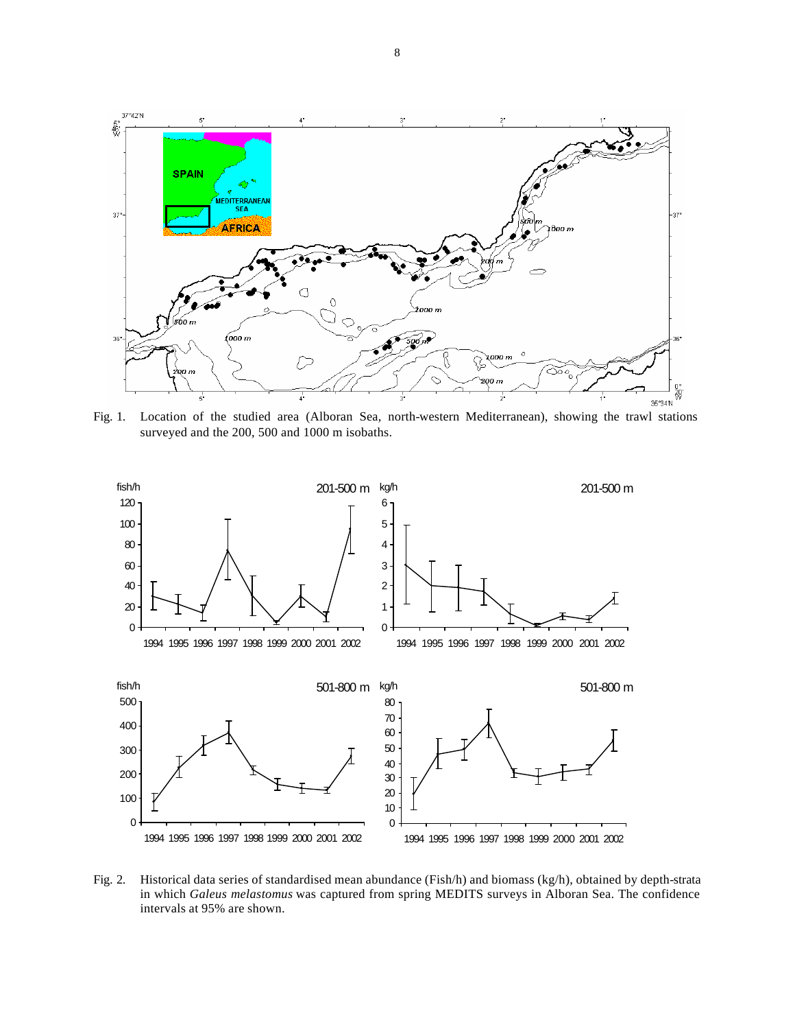Fig. 1. Location of the studied area (Alboran Sea, north-western Mediterranean), showing the trawl stations surveyed and the 200, 500 and 1000 m isobaths.

Fig. 2. Historical data series of standardised mean abundance (Fish/h) and biomass (kg/h), obtained by depth-strata in which *Galeus melastomus* was captured from spring MEDITS surveys in Alboran Sea. The confidence intervals at 95% are shown.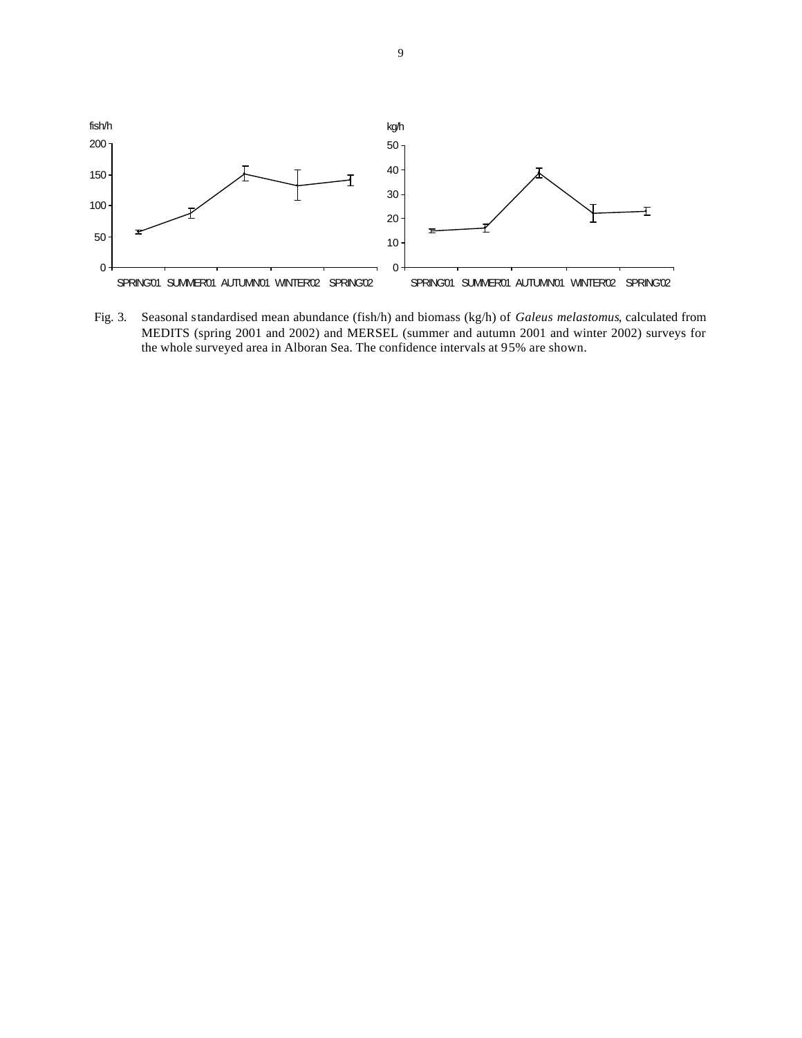Fig. 3. Seasonal standardised mean abundance (fish/h) and biomass (kg/h) of *Galeus melastomus*, calculated from MEDITS (spring 2001 and 2002) and MERSEL (summer and autumn 2001 and winter 2002) surveys for the whole surveyed area in Alboran Sea. The confidence intervals at 95% are shown.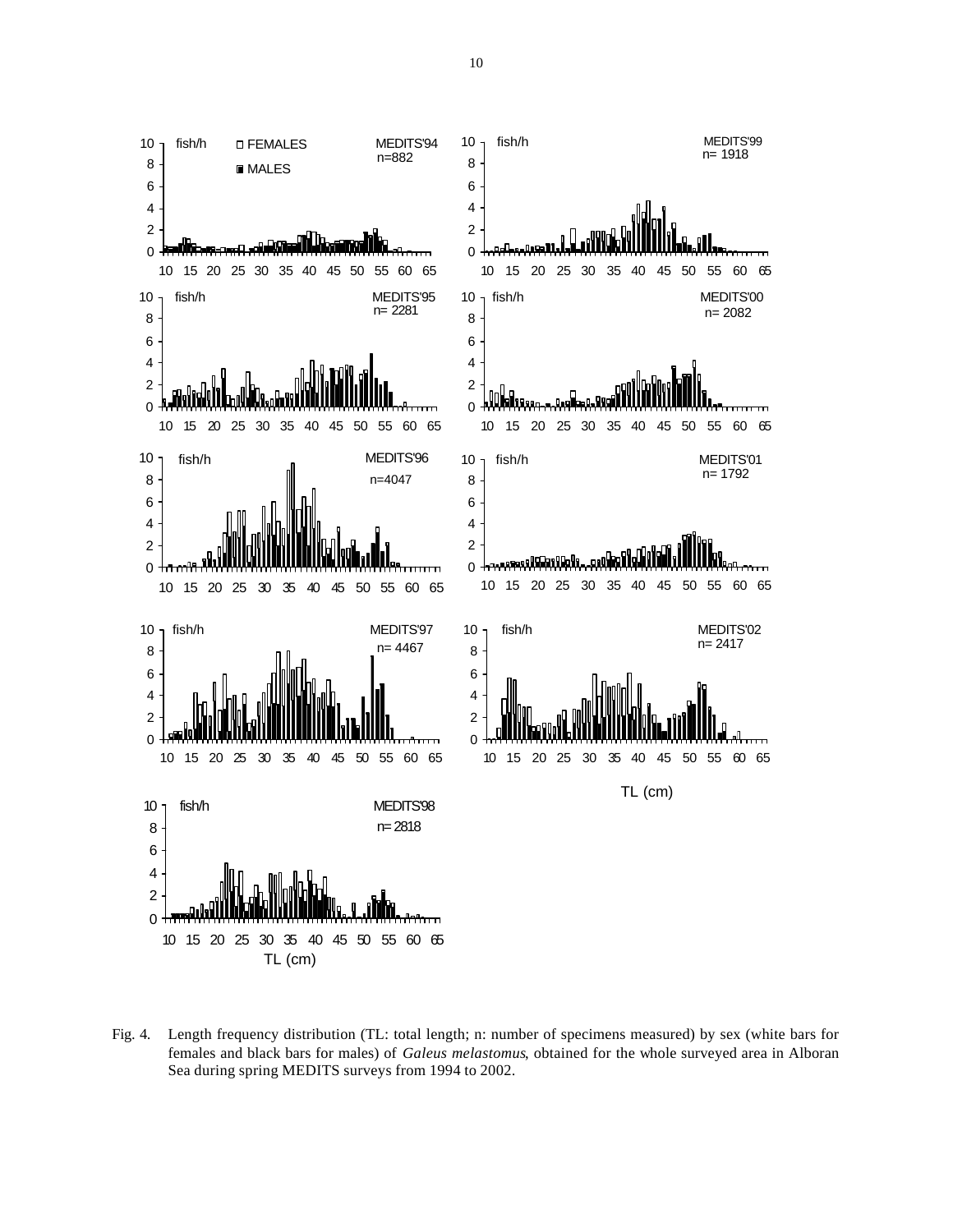Fig. 4. Length frequency distribution (TL: total length; n: number of specimens measured) by sex (white bars for females and black bars for males) of *Galeus melastomus*, obtained for the whole surveyed area in Alboran Sea during spring MEDITS surveys from 1994 to 2002.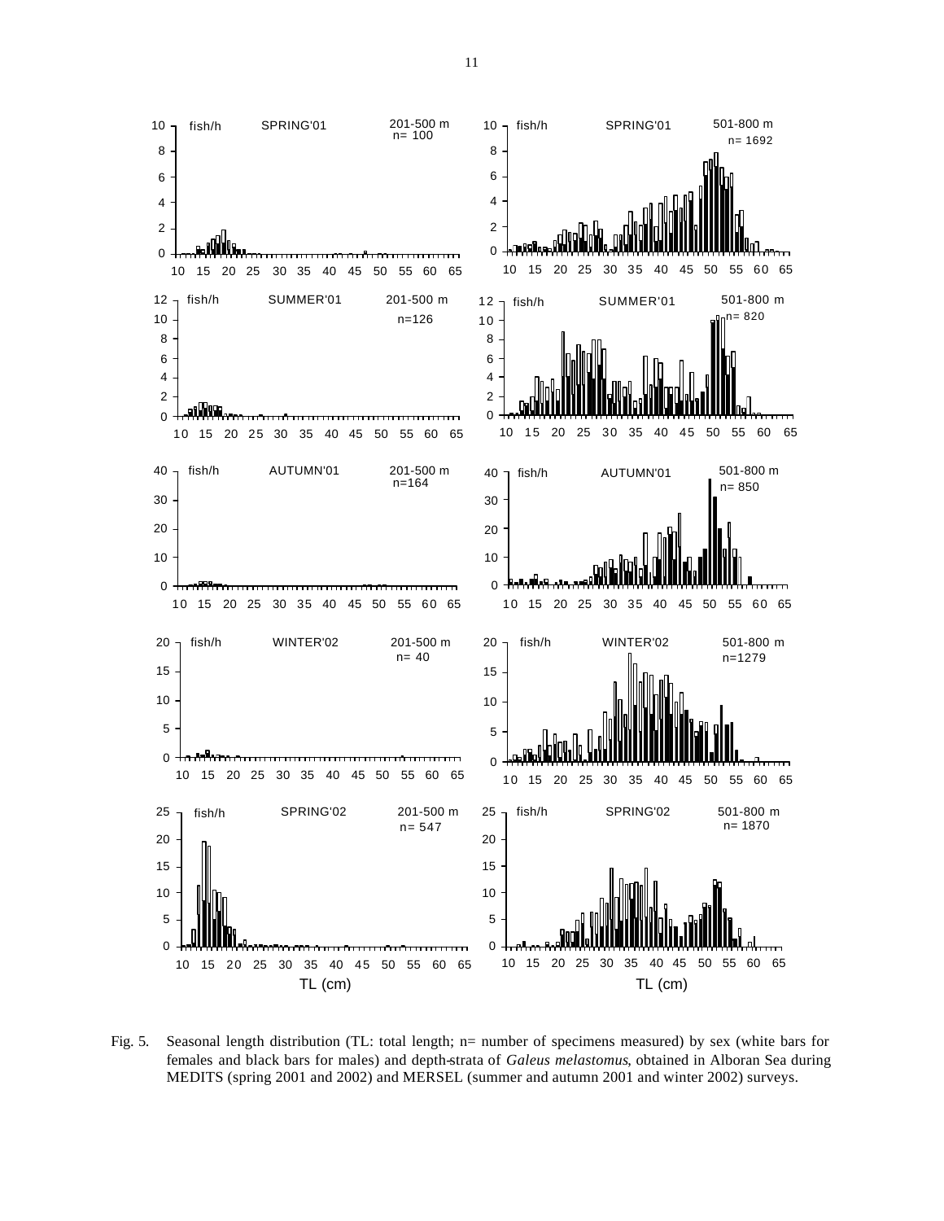Fig. 5. Seasonal length distribution (TL: total length; n= number of specimens measured) by sex (white bars for females and black bars for males) and depth-strata of *Galeus melastomus*, obtained in Alboran Sea during MEDITS (spring 2001 and 2002) and MERSEL (summer and autumn 2001 and winter 2002) surveys.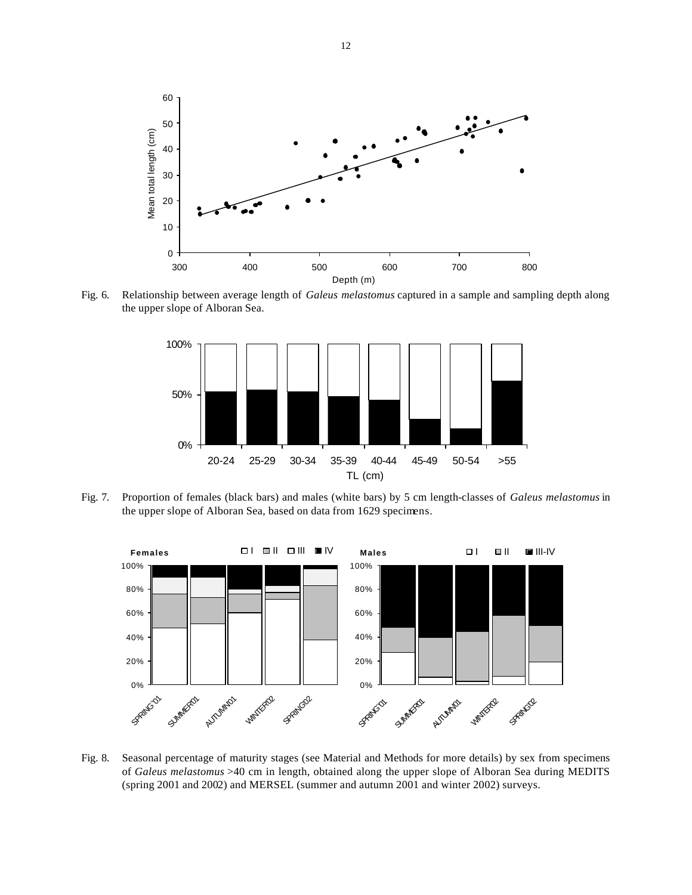Mean total length (cm)

60

50

40

30

20

10

0

300 400 500 600 700 800

Depth (m)

Fig. 6. Relationship between average length of *Galeus melastomus* captured in a sample and sampling depth along the upper slope of Alboran Sea.

100%

50%

0%

20-24 25-29 30-34 35-39 40-44 45-49 50-54 >55

TL (cm)

Fig. 7. Proportion of females (black bars) and males (white bars) by 5 cm length-classes of *Galeus melastomus* in the upper slope of Alboran Sea, based on data from 1629 specimens.

Females

I II III IV

100%

80%

60%

40%

20%

0%

SPRING'01 SUMMER01 AUTUMN01 WINTER02 SPRING02

Males

I II III-IV

100%

80%

60%

40%

20%

0%

SPRING'01 SUMMER01 AUTUMN01 WINTER02 SPRING02

Fig. 8. Seasonal percentage of maturity stages (see Material and Methods for more details) by sex from specimens of *Galeus melastomus* >40 cm in length, obtained along the upper slope of Alboran Sea during MEDITS (spring 2001 and 2002) and MERSEL (summer and autumn 2001 and winter 2002) surveys.